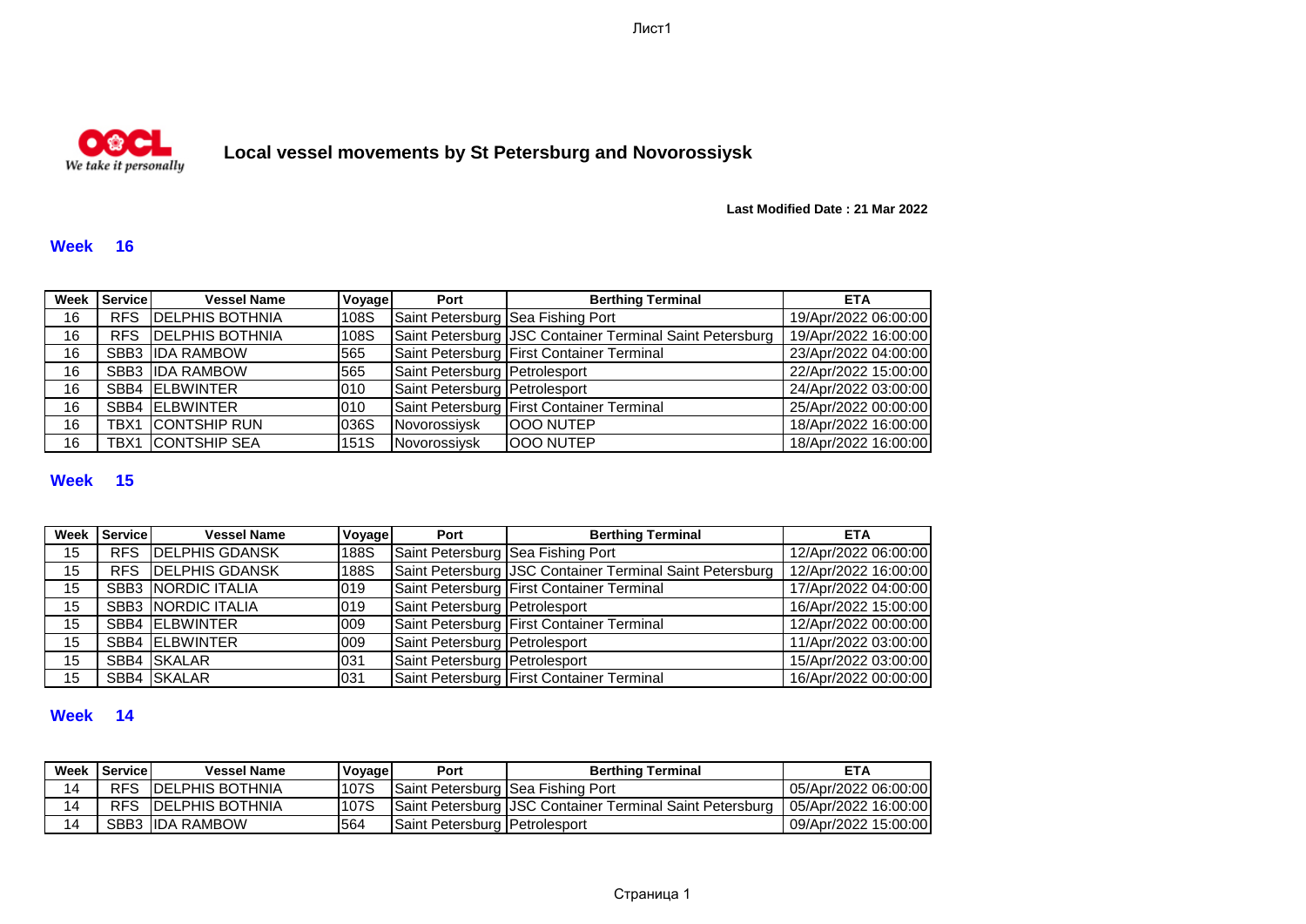OOCL
We take it personally

# Local vessel movements by St Petersburg and Novorossiysk

**Last Modified Date : 21 Mar 2022**

## Week 16

| Week | Service | Vessel Name | Voyage | Port | Berthing Terminal | ETA |
|---|---|---|---|---|---|---|
| 16 | RFS | DELPHIS BOTHNIA | 108S | Saint Petersburg | Sea Fishing Port | 19/Apr/2022 06:00:00 |
| 16 | RFS | DELPHIS BOTHNIA | 108S | Saint Petersburg | JSC Container Terminal Saint Petersburg | 19/Apr/2022 16:00:00 |
| 16 | SBB3 | IDA RAMBOW | 565 | Saint Petersburg | First Container Terminal | 23/Apr/2022 04:00:00 |
| 16 | SBB3 | IDA RAMBOW | 565 | Saint Petersburg | Petrolesport | 22/Apr/2022 15:00:00 |
| 16 | SBB4 | ELBWINTER | 010 | Saint Petersburg | Petrolesport | 24/Apr/2022 03:00:00 |
| 16 | SBB4 | ELBWINTER | 010 | Saint Petersburg | First Container Terminal | 25/Apr/2022 00:00:00 |
| 16 | TBX1 | CONTSHIP RUN | 036S | Novorossiysk | OOO NUTEP | 18/Apr/2022 16:00:00 |
| 16 | TBX1 | CONTSHIP SEA | 151S | Novorossiysk | OOO NUTEP | 18/Apr/2022 16:00:00 |

## Week 15

| Week | Service | Vessel Name | Voyage | Port | Berthing Terminal | ETA |
|---|---|---|---|---|---|---|
| 15 | RFS | DELPHIS GDANSK | 188S | Saint Petersburg | Sea Fishing Port | 12/Apr/2022 06:00:00 |
| 15 | RFS | DELPHIS GDANSK | 188S | Saint Petersburg | JSC Container Terminal Saint Petersburg | 12/Apr/2022 16:00:00 |
| 15 | SBB3 | NORDIC ITALIA | 019 | Saint Petersburg | First Container Terminal | 17/Apr/2022 04:00:00 |
| 15 | SBB3 | NORDIC ITALIA | 019 | Saint Petersburg | Petrolesport | 16/Apr/2022 15:00:00 |
| 15 | SBB4 | ELBWINTER | 009 | Saint Petersburg | First Container Terminal | 12/Apr/2022 00:00:00 |
| 15 | SBB4 | ELBWINTER | 009 | Saint Petersburg | Petrolesport | 11/Apr/2022 03:00:00 |
| 15 | SBB4 | SKALAR | 031 | Saint Petersburg | Petrolesport | 15/Apr/2022 03:00:00 |
| 15 | SBB4 | SKALAR | 031 | Saint Petersburg | First Container Terminal | 16/Apr/2022 00:00:00 |

## Week 14

| Week | Service | Vessel Name | Voyage | Port | Berthing Terminal | ETA |
|---|---|---|---|---|---|---|
| 14 | RFS | DELPHIS BOTHNIA | 107S | Saint Petersburg | Sea Fishing Port | 05/Apr/2022 06:00:00 |
| 14 | RFS | DELPHIS BOTHNIA | 107S | Saint Petersburg | JSC Container Terminal Saint Petersburg | 05/Apr/2022 16:00:00 |
| 14 | SBB3 | IDA RAMBOW | 564 | Saint Petersburg | Petrolesport | 09/Apr/2022 15:00:00 |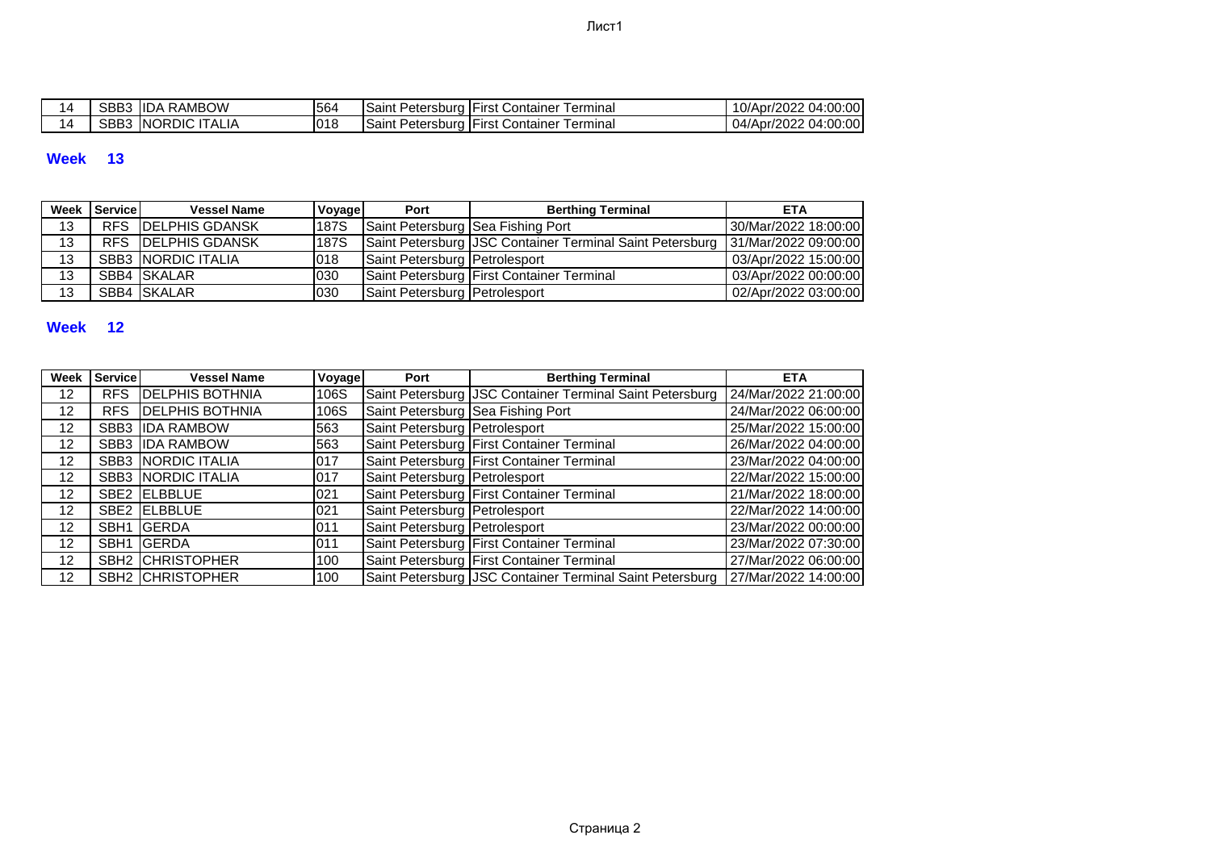| | | | | | | |
|---|---|---|---|---|---|---|
| 14 | SBB3 | IDA RAMBOW | 564 | Saint Petersburg | First Container Terminal | 10/Apr/2022 04:00:00 |
| 14 | SBB3 | NORDIC ITALIA | 018 | Saint Petersburg | First Container Terminal | 04/Apr/2022 04:00:00 |

**Week 13**

| Week | Service | Vessel Name | Voyage | Port | Berthing Terminal | ETA |
|---|---|---|---|---|---|---|
| 13 | RFS | DELPHIS GDANSK | 187S | Saint Petersburg | Sea Fishing Port | 30/Mar/2022 18:00:00 |
| 13 | RFS | DELPHIS GDANSK | 187S | Saint Petersburg | JSC Container Terminal Saint Petersburg | 31/Mar/2022 09:00:00 |
| 13 | SBB3 | NORDIC ITALIA | 018 | Saint Petersburg | Petrolesport | 03/Apr/2022 15:00:00 |
| 13 | SBB4 | SKALAR | 030 | Saint Petersburg | First Container Terminal | 03/Apr/2022 00:00:00 |
| 13 | SBB4 | SKALAR | 030 | Saint Petersburg | Petrolesport | 02/Apr/2022 03:00:00 |

**Week 12**

| Week | Service | Vessel Name | Voyage | Port | Berthing Terminal | ETA |
|---|---|---|---|---|---|---|
| 12 | RFS | DELPHIS BOTHNIA | 106S | Saint Petersburg | JSC Container Terminal Saint Petersburg | 24/Mar/2022 21:00:00 |
| 12 | RFS | DELPHIS BOTHNIA | 106S | Saint Petersburg | Sea Fishing Port | 24/Mar/2022 06:00:00 |
| 12 | SBB3 | IDA RAMBOW | 563 | Saint Petersburg | Petrolesport | 25/Mar/2022 15:00:00 |
| 12 | SBB3 | IDA RAMBOW | 563 | Saint Petersburg | First Container Terminal | 26/Mar/2022 04:00:00 |
| 12 | SBB3 | NORDIC ITALIA | 017 | Saint Petersburg | First Container Terminal | 23/Mar/2022 04:00:00 |
| 12 | SBB3 | NORDIC ITALIA | 017 | Saint Petersburg | Petrolesport | 22/Mar/2022 15:00:00 |
| 12 | SBE2 | ELBBLUE | 021 | Saint Petersburg | First Container Terminal | 21/Mar/2022 18:00:00 |
| 12 | SBE2 | ELBBLUE | 021 | Saint Petersburg | Petrolesport | 22/Mar/2022 14:00:00 |
| 12 | SBH1 | GERDA | 011 | Saint Petersburg | Petrolesport | 23/Mar/2022 00:00:00 |
| 12 | SBH1 | GERDA | 011 | Saint Petersburg | First Container Terminal | 23/Mar/2022 07:30:00 |
| 12 | SBH2 | CHRISTOPHER | 100 | Saint Petersburg | First Container Terminal | 27/Mar/2022 06:00:00 |
| 12 | SBH2 | CHRISTOPHER | 100 | Saint Petersburg | JSC Container Terminal Saint Petersburg | 27/Mar/2022 14:00:00 |